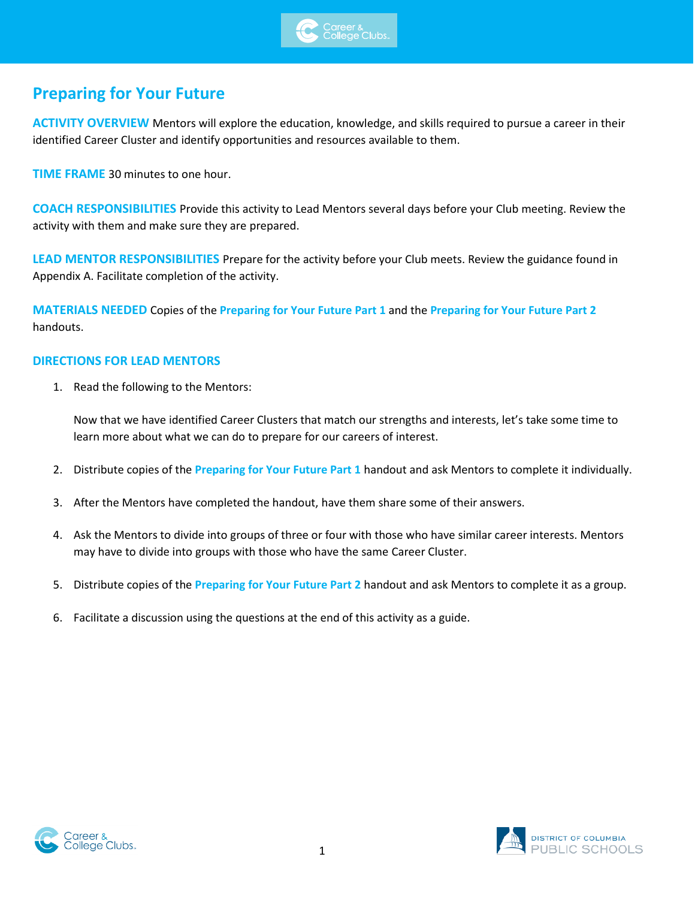# Preparing for Your Future

**ACTIVITY OVERVIEW** Mentors will explore the education, knowledge, and skills required to pursue a career in their identified Career Cluster and identify opportunities and resources available to them.

**TIME FRAME** 30 minutes to one hour.

**COACH RESPONSIBILITIES** Provide this activity to Lead Mentors several days before your Club meeting. Review the activity with them and make sure they are prepared.

**LEAD MENTOR RESPONSIBILITIES** Prepare for the activity before your Club meets. Review the guidance found in Appendix A. Facilitate completion of the activity.

**MATERIALS NEEDED** Copies of the **Preparing for Your Future Part 1** and the **Preparing for Your Future Part 2** handouts.

## DIRECTIONS FOR LEAD MENTORS

1. Read the following to the Mentors:

   Now that we have identified Career Clusters that match our strengths and interests, let's take some time to learn more about what we can do to prepare for our careers of interest.

2. Distribute copies of the **Preparing for Your Future Part 1** handout and ask Mentors to complete it individually.

3. After the Mentors have completed the handout, have them share some of their answers.

4. Ask the Mentors to divide into groups of three or four with those who have similar career interests. Mentors may have to divide into groups with those who have the same Career Cluster.

5. Distribute copies of the **Preparing for Your Future Part 2** handout and ask Mentors to complete it as a group.

6. Facilitate a discussion using the questions at the end of this activity as a guide.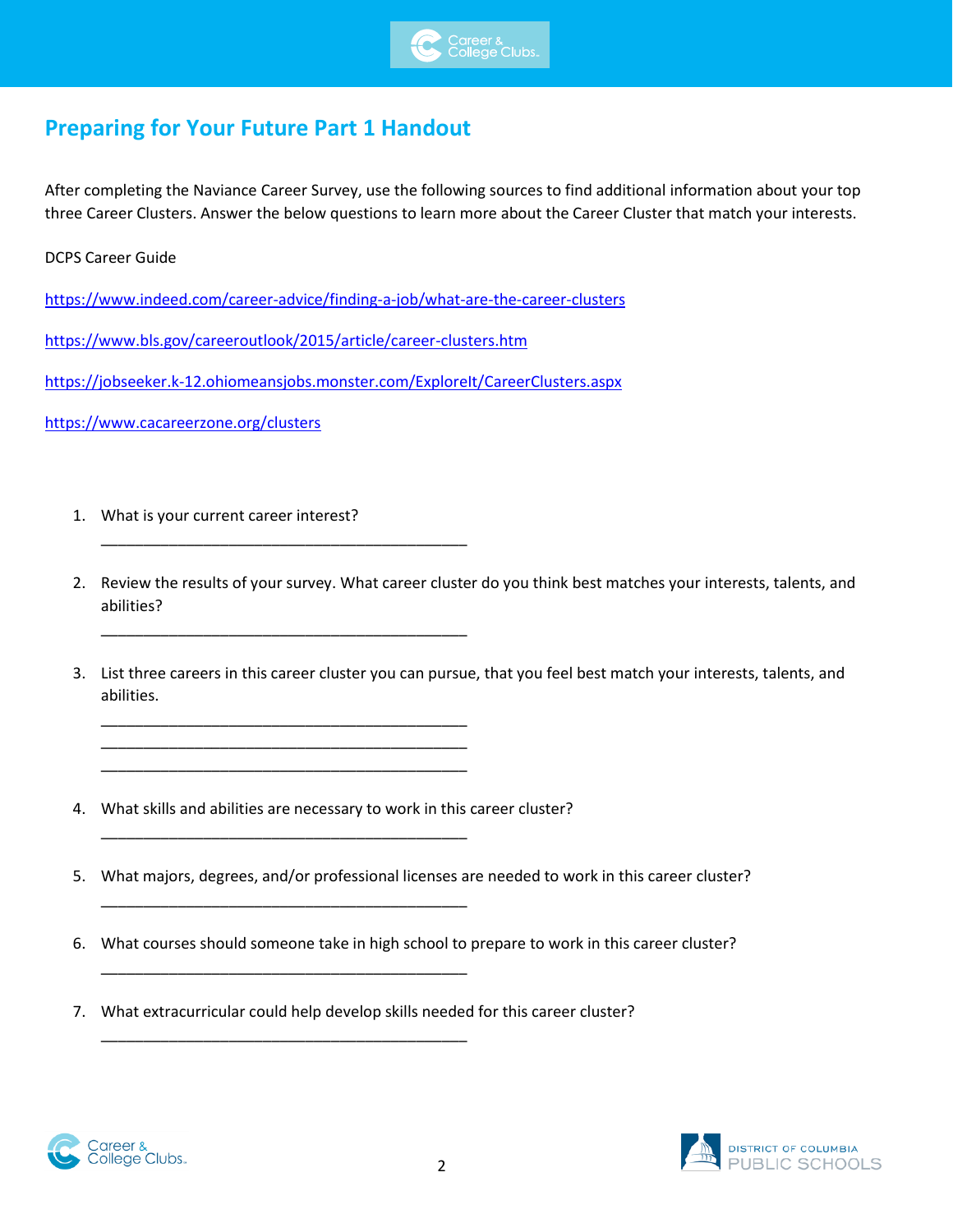## Preparing for Your Future Part 1 Handout

After completing the Naviance Career Survey, use the following sources to find additional information about your top three Career Clusters. Answer the below questions to learn more about the Career Cluster that match your interests.

DCPS Career Guide

https://www.indeed.com/career-advice/finding-a-job/what-are-the-career-clusters

https://www.bls.gov/careeroutlook/2015/article/career-clusters.htm

https://jobseeker.k-12.ohiomeansjobs.monster.com/ExploreIt/CareerClusters.aspx

https://www.cacareerzone.org/clusters

1. What is your current career interest?

   ____________________________________________

2. Review the results of your survey. What career cluster do you think best matches your interests, talents, and abilities?

   ____________________________________________

3. List three careers in this career cluster you can pursue, that you feel best match your interests, talents, and abilities.

   ____________________________________________
   ____________________________________________
   ____________________________________________

4. What skills and abilities are necessary to work in this career cluster?

   ____________________________________________

5. What majors, degrees, and/or professional licenses are needed to work in this career cluster?

   ____________________________________________

6. What courses should someone take in high school to prepare to work in this career cluster?

   ____________________________________________

7. What extracurricular could help develop skills needed for this career cluster?

   ____________________________________________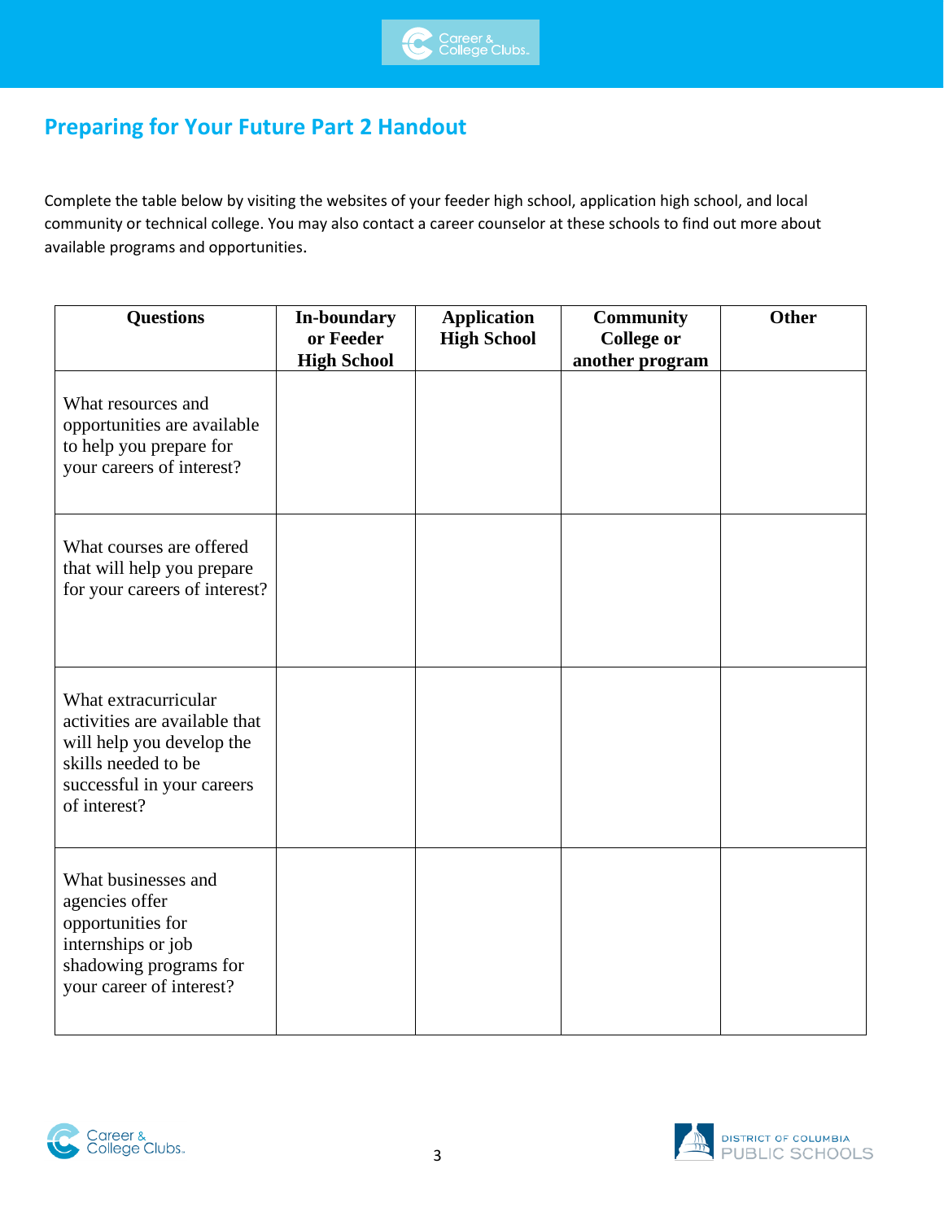## Preparing for Your Future Part 2 Handout

Complete the table below by visiting the websites of your feeder high school, application high school, and local community or technical college. You may also contact a career counselor at these schools to find out more about available programs and opportunities.

| Questions | In-boundary or Feeder High School | Application High School | Community College or another program | Other |
|---|---|---|---|---|
| What resources and opportunities are available to help you prepare for your careers of interest? | | | | |
| What courses are offered that will help you prepare for your careers of interest? | | | | |
| What extracurricular activities are available that will help you develop the skills needed to be successful in your careers of interest? | | | | |
| What businesses and agencies offer opportunities for internships or job shadowing programs for your career of interest? | | | | |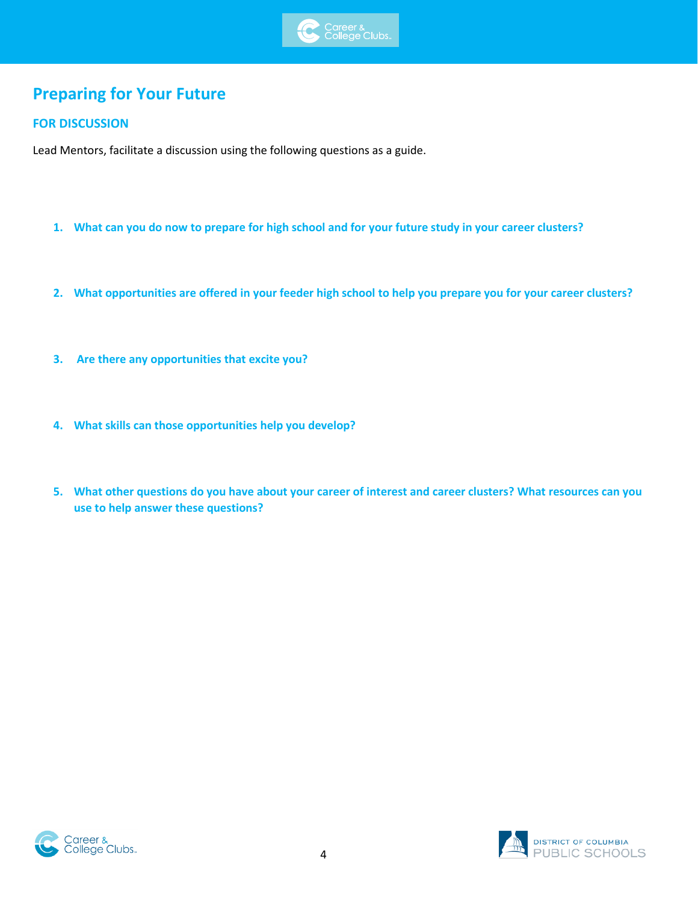## Preparing for Your Future

### FOR DISCUSSION

Lead Mentors, facilitate a discussion using the following questions as a guide.

1. **What can you do now to prepare for high school and for your future study in your career clusters?**

2. **What opportunities are offered in your feeder high school to help you prepare you for your career clusters?**

3. **Are there any opportunities that excite you?**

4. **What skills can those opportunities help you develop?**

5. **What other questions do you have about your career of interest and career clusters? What resources can you use to help answer these questions?**